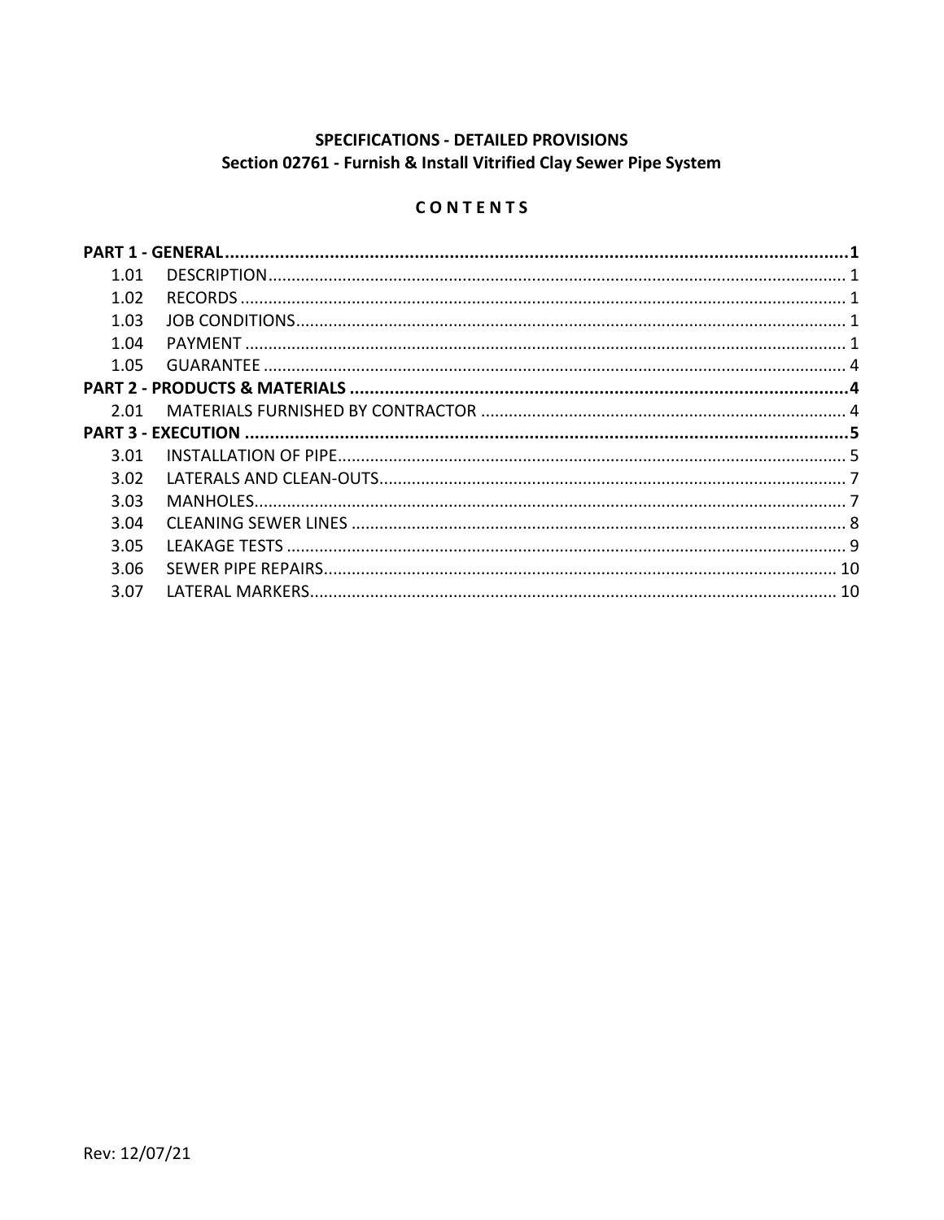**SPECIFICATIONS - DETAILED PROVISIONS**
**Section 02761 - Furnish & Install Vitrified Clay Sewer Pipe System**

**C O N T E N T S**

| | | |
|---|---|---|
| **PART 1 - GENERAL** | | **1** |
| 1.01 | DESCRIPTION | 1 |
| 1.02 | RECORDS | 1 |
| 1.03 | JOB CONDITIONS | 1 |
| 1.04 | PAYMENT | 1 |
| 1.05 | GUARANTEE | 4 |
| **PART 2 - PRODUCTS & MATERIALS** | | **4** |
| 2.01 | MATERIALS FURNISHED BY CONTRACTOR | 4 |
| **PART 3 - EXECUTION** | | **5** |
| 3.01 | INSTALLATION OF PIPE | 5 |
| 3.02 | LATERALS AND CLEAN-OUTS | 7 |
| 3.03 | MANHOLES | 7 |
| 3.04 | CLEANING SEWER LINES | 8 |
| 3.05 | LEAKAGE TESTS | 9 |
| 3.06 | SEWER PIPE REPAIRS | 10 |
| 3.07 | LATERAL MARKERS | 10 |

Rev: 12/07/21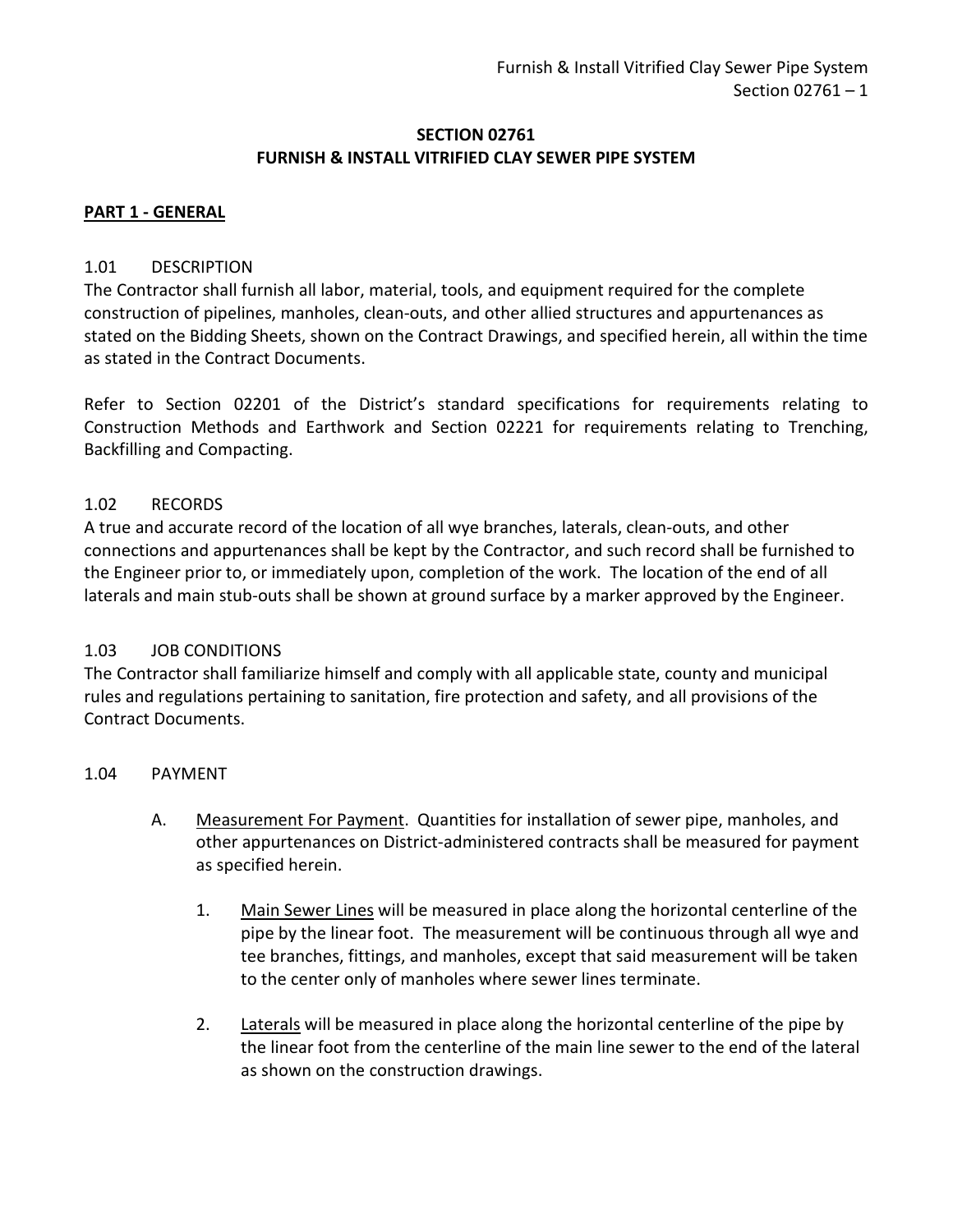# SECTION 02761
# FURNISH & INSTALL VITRIFIED CLAY SEWER PIPE SYSTEM

## PART 1 - GENERAL

### 1.01 DESCRIPTION

The Contractor shall furnish all labor, material, tools, and equipment required for the complete construction of pipelines, manholes, clean-outs, and other allied structures and appurtenances as stated on the Bidding Sheets, shown on the Contract Drawings, and specified herein, all within the time as stated in the Contract Documents.

Refer to Section 02201 of the District's standard specifications for requirements relating to Construction Methods and Earthwork and Section 02221 for requirements relating to Trenching, Backfilling and Compacting.

### 1.02 RECORDS

A true and accurate record of the location of all wye branches, laterals, clean-outs, and other connections and appurtenances shall be kept by the Contractor, and such record shall be furnished to the Engineer prior to, or immediately upon, completion of the work. The location of the end of all laterals and main stub-outs shall be shown at ground surface by a marker approved by the Engineer.

### 1.03 JOB CONDITIONS

The Contractor shall familiarize himself and comply with all applicable state, county and municipal rules and regulations pertaining to sanitation, fire protection and safety, and all provisions of the Contract Documents.

### 1.04 PAYMENT

A. Measurement For Payment. Quantities for installation of sewer pipe, manholes, and other appurtenances on District-administered contracts shall be measured for payment as specified herein.

1. Main Sewer Lines will be measured in place along the horizontal centerline of the pipe by the linear foot. The measurement will be continuous through all wye and tee branches, fittings, and manholes, except that said measurement will be taken to the center only of manholes where sewer lines terminate.

2. Laterals will be measured in place along the horizontal centerline of the pipe by the linear foot from the centerline of the main line sewer to the end of the lateral as shown on the construction drawings.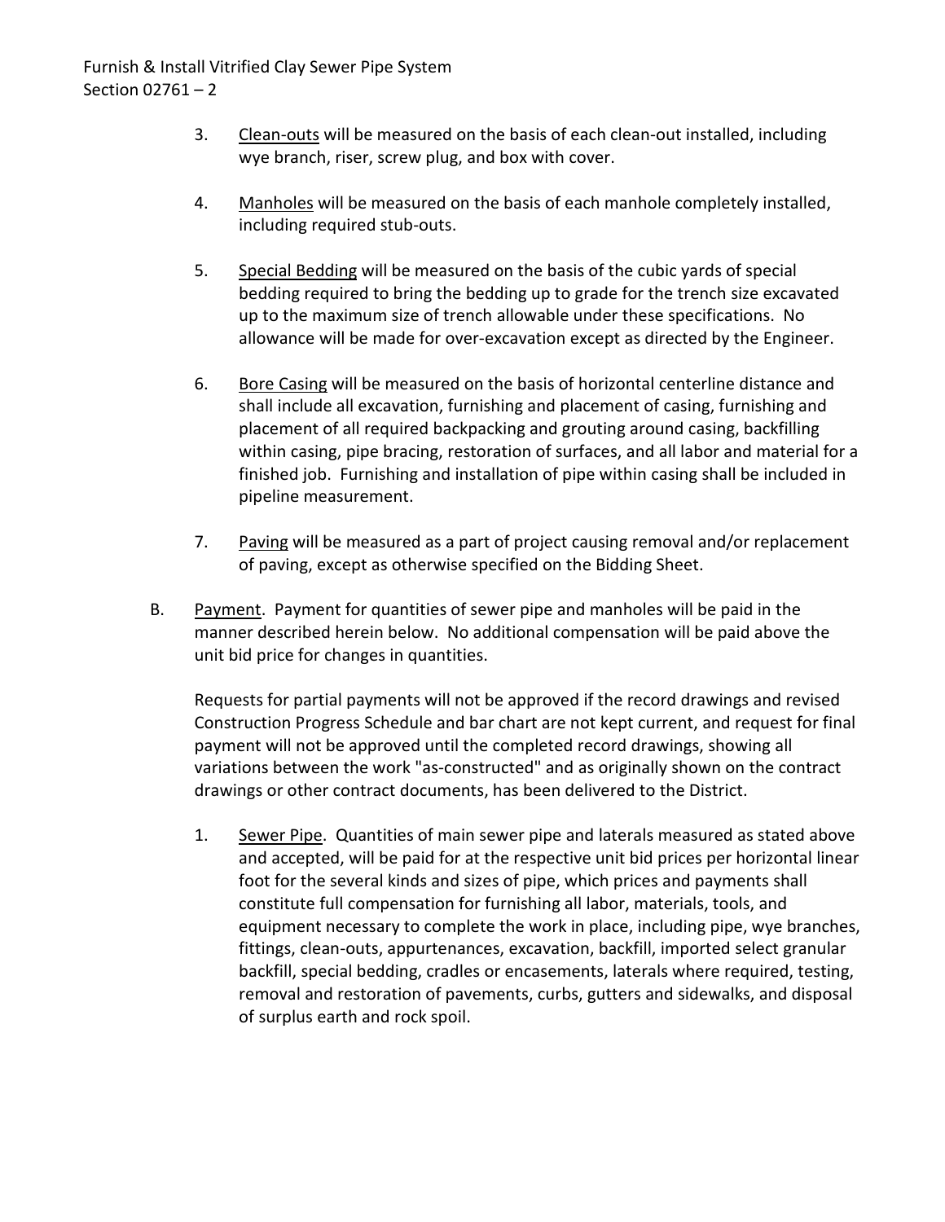3. Clean-outs will be measured on the basis of each clean-out installed, including wye branch, riser, screw plug, and box with cover.

4. Manholes will be measured on the basis of each manhole completely installed, including required stub-outs.

5. Special Bedding will be measured on the basis of the cubic yards of special bedding required to bring the bedding up to grade for the trench size excavated up to the maximum size of trench allowable under these specifications. No allowance will be made for over-excavation except as directed by the Engineer.

6. Bore Casing will be measured on the basis of horizontal centerline distance and shall include all excavation, furnishing and placement of casing, furnishing and placement of all required backpacking and grouting around casing, backfilling within casing, pipe bracing, restoration of surfaces, and all labor and material for a finished job. Furnishing and installation of pipe within casing shall be included in pipeline measurement.

7. Paving will be measured as a part of project causing removal and/or replacement of paving, except as otherwise specified on the Bidding Sheet.

B. Payment. Payment for quantities of sewer pipe and manholes will be paid in the manner described herein below. No additional compensation will be paid above the unit bid price for changes in quantities.

Requests for partial payments will not be approved if the record drawings and revised Construction Progress Schedule and bar chart are not kept current, and request for final payment will not be approved until the completed record drawings, showing all variations between the work "as-constructed" and as originally shown on the contract drawings or other contract documents, has been delivered to the District.

1. Sewer Pipe. Quantities of main sewer pipe and laterals measured as stated above and accepted, will be paid for at the respective unit bid prices per horizontal linear foot for the several kinds and sizes of pipe, which prices and payments shall constitute full compensation for furnishing all labor, materials, tools, and equipment necessary to complete the work in place, including pipe, wye branches, fittings, clean-outs, appurtenances, excavation, backfill, imported select granular backfill, special bedding, cradles or encasements, laterals where required, testing, removal and restoration of pavements, curbs, gutters and sidewalks, and disposal of surplus earth and rock spoil.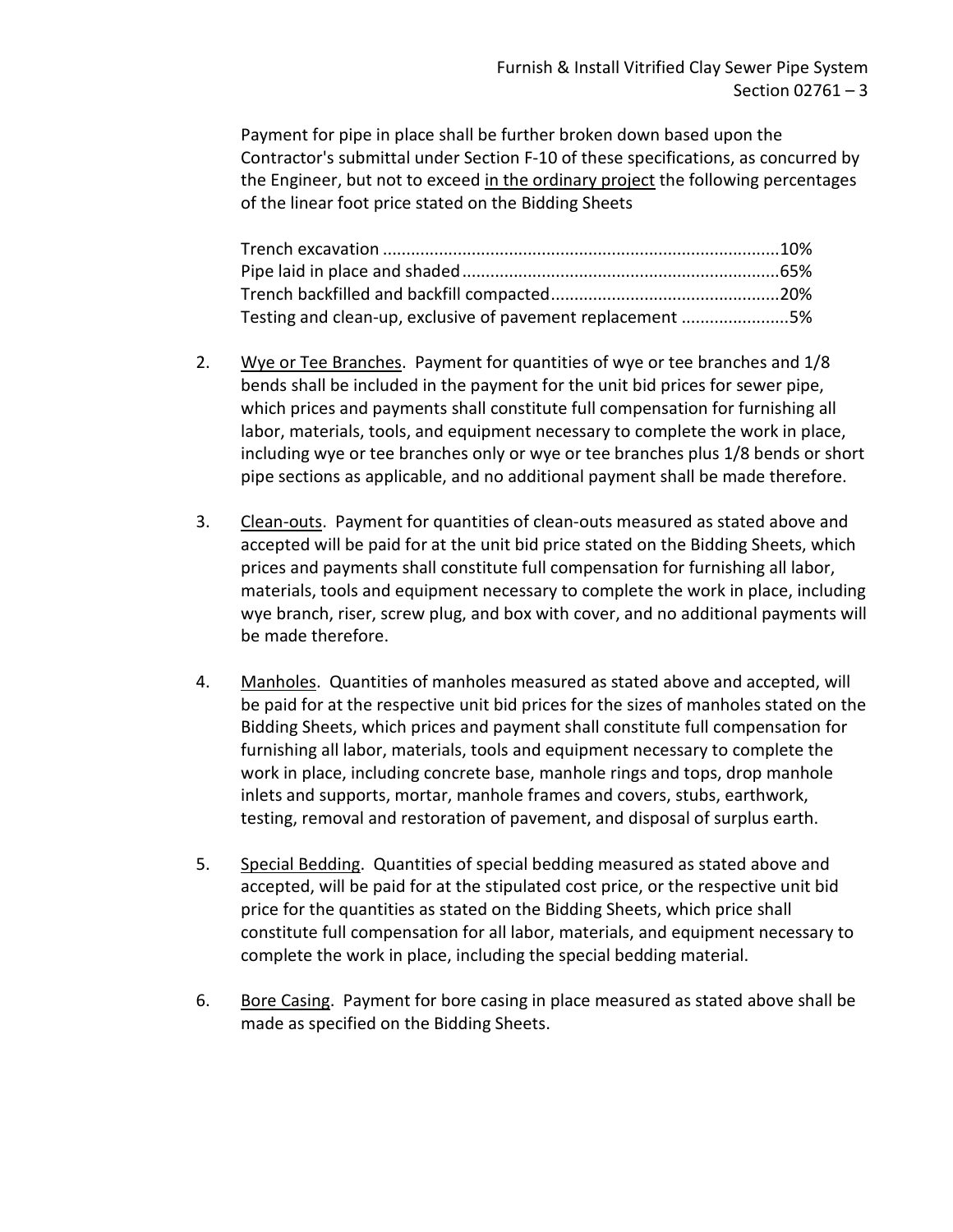Payment for pipe in place shall be further broken down based upon the Contractor's submittal under Section F-10 of these specifications, as concurred by the Engineer, but not to exceed <u>in the ordinary project</u> the following percentages of the linear foot price stated on the Bidding Sheets

Trench excavation ....................................................................................10%
Pipe laid in place and shaded...................................................................65%
Trench backfilled and backfill compacted.................................................20%
Testing and clean-up, exclusive of pavement replacement .......................5%

2. <u>Wye or Tee Branches</u>. Payment for quantities of wye or tee branches and 1/8 bends shall be included in the payment for the unit bid prices for sewer pipe, which prices and payments shall constitute full compensation for furnishing all labor, materials, tools, and equipment necessary to complete the work in place, including wye or tee branches only or wye or tee branches plus 1/8 bends or short pipe sections as applicable, and no additional payment shall be made therefore.

3. <u>Clean-outs</u>. Payment for quantities of clean-outs measured as stated above and accepted will be paid for at the unit bid price stated on the Bidding Sheets, which prices and payments shall constitute full compensation for furnishing all labor, materials, tools and equipment necessary to complete the work in place, including wye branch, riser, screw plug, and box with cover, and no additional payments will be made therefore.

4. <u>Manholes</u>. Quantities of manholes measured as stated above and accepted, will be paid for at the respective unit bid prices for the sizes of manholes stated on the Bidding Sheets, which prices and payment shall constitute full compensation for furnishing all labor, materials, tools and equipment necessary to complete the work in place, including concrete base, manhole rings and tops, drop manhole inlets and supports, mortar, manhole frames and covers, stubs, earthwork, testing, removal and restoration of pavement, and disposal of surplus earth.

5. <u>Special Bedding</u>. Quantities of special bedding measured as stated above and accepted, will be paid for at the stipulated cost price, or the respective unit bid price for the quantities as stated on the Bidding Sheets, which price shall constitute full compensation for all labor, materials, and equipment necessary to complete the work in place, including the special bedding material.

6. <u>Bore Casing</u>. Payment for bore casing in place measured as stated above shall be made as specified on the Bidding Sheets.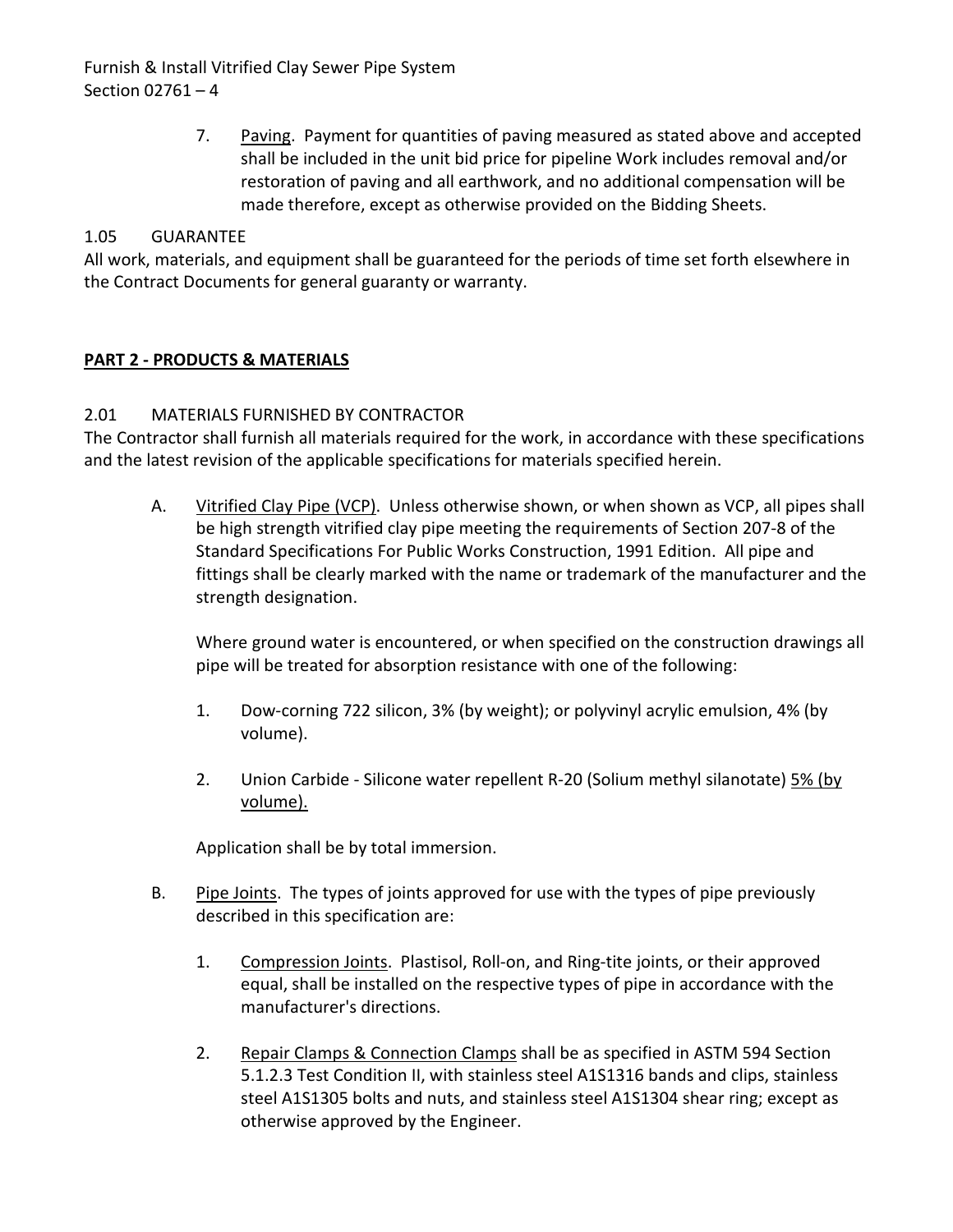7. Paving. Payment for quantities of paving measured as stated above and accepted shall be included in the unit bid price for pipeline Work includes removal and/or restoration of paving and all earthwork, and no additional compensation will be made therefore, except as otherwise provided on the Bidding Sheets.

1.05 GUARANTEE

All work, materials, and equipment shall be guaranteed for the periods of time set forth elsewhere in the Contract Documents for general guaranty or warranty.

## PART 2 - PRODUCTS & MATERIALS

2.01 MATERIALS FURNISHED BY CONTRACTOR

The Contractor shall furnish all materials required for the work, in accordance with these specifications and the latest revision of the applicable specifications for materials specified herein.

A. Vitrified Clay Pipe (VCP). Unless otherwise shown, or when shown as VCP, all pipes shall be high strength vitrified clay pipe meeting the requirements of Section 207-8 of the Standard Specifications For Public Works Construction, 1991 Edition. All pipe and fittings shall be clearly marked with the name or trademark of the manufacturer and the strength designation.

   Where ground water is encountered, or when specified on the construction drawings all pipe will be treated for absorption resistance with one of the following:

   1. Dow-corning 722 silicon, 3% (by weight); or polyvinyl acrylic emulsion, 4% (by volume).

   2. Union Carbide - Silicone water repellent R-20 (Solium methyl silanotate) 5% (by volume).

   Application shall be by total immersion.

B. Pipe Joints. The types of joints approved for use with the types of pipe previously described in this specification are:

   1. Compression Joints. Plastisol, Roll-on, and Ring-tite joints, or their approved equal, shall be installed on the respective types of pipe in accordance with the manufacturer's directions.

   2. Repair Clamps & Connection Clamps shall be as specified in ASTM 594 Section 5.1.2.3 Test Condition II, with stainless steel A1S1316 bands and clips, stainless steel A1S1305 bolts and nuts, and stainless steel A1S1304 shear ring; except as otherwise approved by the Engineer.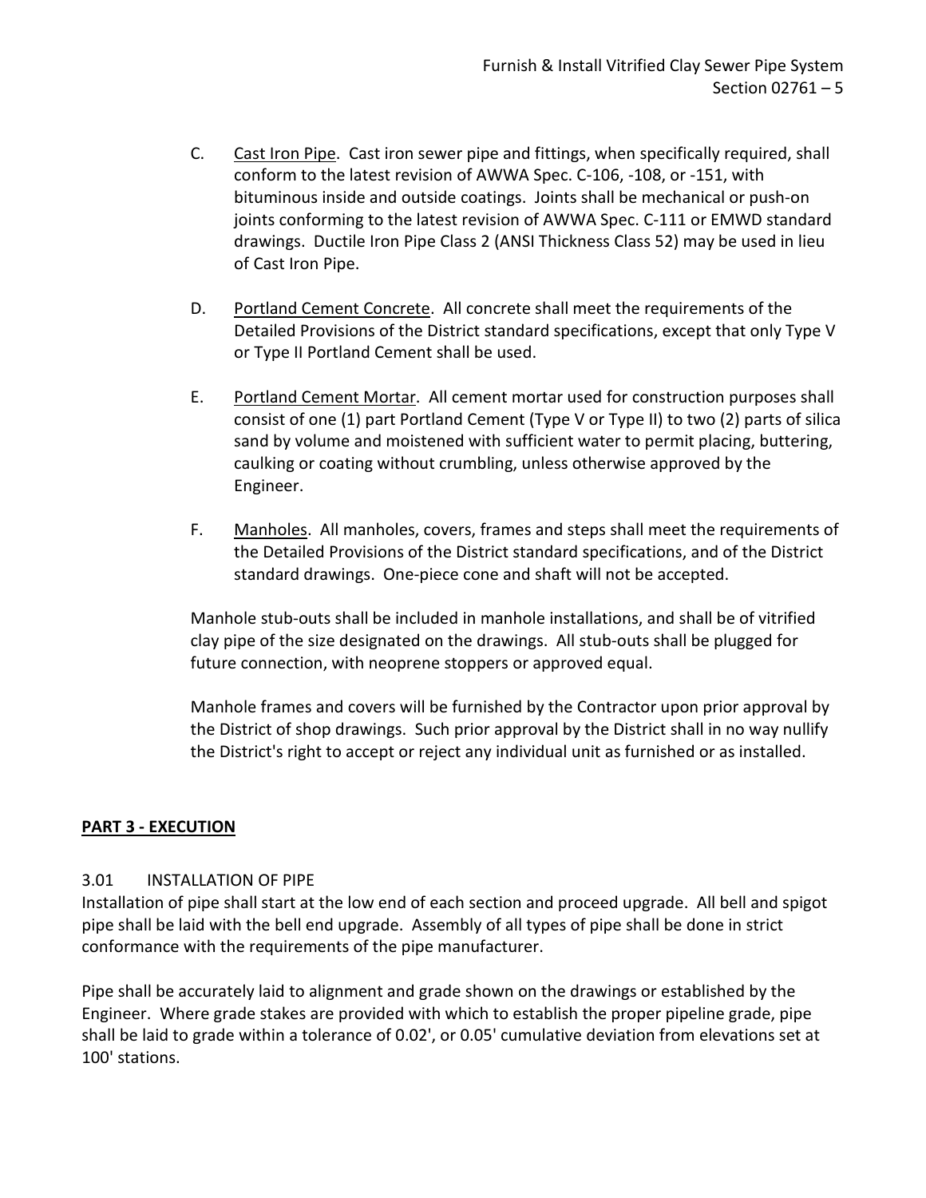C. Cast Iron Pipe. Cast iron sewer pipe and fittings, when specifically required, shall conform to the latest revision of AWWA Spec. C-106, -108, or -151, with bituminous inside and outside coatings. Joints shall be mechanical or push-on joints conforming to the latest revision of AWWA Spec. C-111 or EMWD standard drawings. Ductile Iron Pipe Class 2 (ANSI Thickness Class 52) may be used in lieu of Cast Iron Pipe.

D. Portland Cement Concrete. All concrete shall meet the requirements of the Detailed Provisions of the District standard specifications, except that only Type V or Type II Portland Cement shall be used.

E. Portland Cement Mortar. All cement mortar used for construction purposes shall consist of one (1) part Portland Cement (Type V or Type II) to two (2) parts of silica sand by volume and moistened with sufficient water to permit placing, buttering, caulking or coating without crumbling, unless otherwise approved by the Engineer.

F. Manholes. All manholes, covers, frames and steps shall meet the requirements of the Detailed Provisions of the District standard specifications, and of the District standard drawings. One-piece cone and shaft will not be accepted.

Manhole stub-outs shall be included in manhole installations, and shall be of vitrified clay pipe of the size designated on the drawings. All stub-outs shall be plugged for future connection, with neoprene stoppers or approved equal.

Manhole frames and covers will be furnished by the Contractor upon prior approval by the District of shop drawings. Such prior approval by the District shall in no way nullify the District's right to accept or reject any individual unit as furnished or as installed.

## PART 3 - EXECUTION

### 3.01 INSTALLATION OF PIPE

Installation of pipe shall start at the low end of each section and proceed upgrade. All bell and spigot pipe shall be laid with the bell end upgrade. Assembly of all types of pipe shall be done in strict conformance with the requirements of the pipe manufacturer.

Pipe shall be accurately laid to alignment and grade shown on the drawings or established by the Engineer. Where grade stakes are provided with which to establish the proper pipeline grade, pipe shall be laid to grade within a tolerance of 0.02', or 0.05' cumulative deviation from elevations set at 100' stations.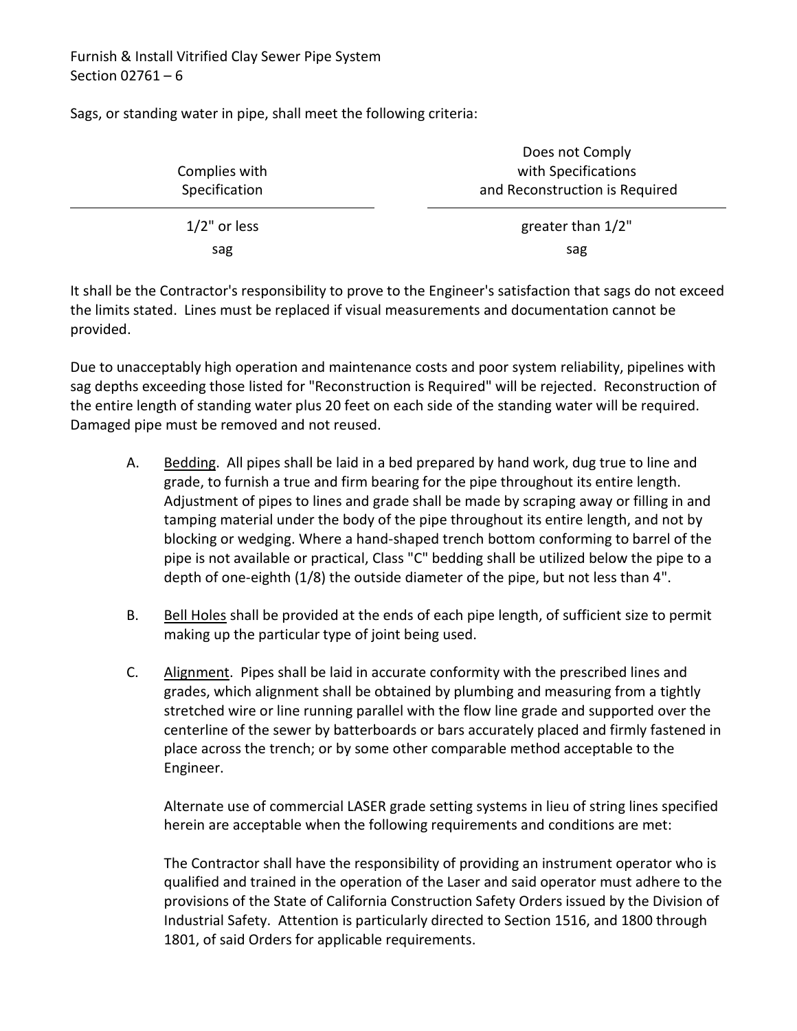Sags, or standing water in pipe, shall meet the following criteria:

| Complies with Specification | Does not Comply with Specifications and Reconstruction is Required |
|---|---|
| 1/2" or less sag | greater than 1/2" sag |

It shall be the Contractor's responsibility to prove to the Engineer's satisfaction that sags do not exceed the limits stated. Lines must be replaced if visual measurements and documentation cannot be provided.

Due to unacceptably high operation and maintenance costs and poor system reliability, pipelines with sag depths exceeding those listed for "Reconstruction is Required" will be rejected. Reconstruction of the entire length of standing water plus 20 feet on each side of the standing water will be required. Damaged pipe must be removed and not reused.

A. Bedding. All pipes shall be laid in a bed prepared by hand work, dug true to line and grade, to furnish a true and firm bearing for the pipe throughout its entire length. Adjustment of pipes to lines and grade shall be made by scraping away or filling in and tamping material under the body of the pipe throughout its entire length, and not by blocking or wedging. Where a hand-shaped trench bottom conforming to barrel of the pipe is not available or practical, Class "C" bedding shall be utilized below the pipe to a depth of one-eighth (1/8) the outside diameter of the pipe, but not less than 4".

B. Bell Holes shall be provided at the ends of each pipe length, of sufficient size to permit making up the particular type of joint being used.

C. Alignment. Pipes shall be laid in accurate conformity with the prescribed lines and grades, which alignment shall be obtained by plumbing and measuring from a tightly stretched wire or line running parallel with the flow line grade and supported over the centerline of the sewer by batterboards or bars accurately placed and firmly fastened in place across the trench; or by some other comparable method acceptable to the Engineer.

   Alternate use of commercial LASER grade setting systems in lieu of string lines specified herein are acceptable when the following requirements and conditions are met:

   The Contractor shall have the responsibility of providing an instrument operator who is qualified and trained in the operation of the Laser and said operator must adhere to the provisions of the State of California Construction Safety Orders issued by the Division of Industrial Safety. Attention is particularly directed to Section 1516, and 1800 through 1801, of said Orders for applicable requirements.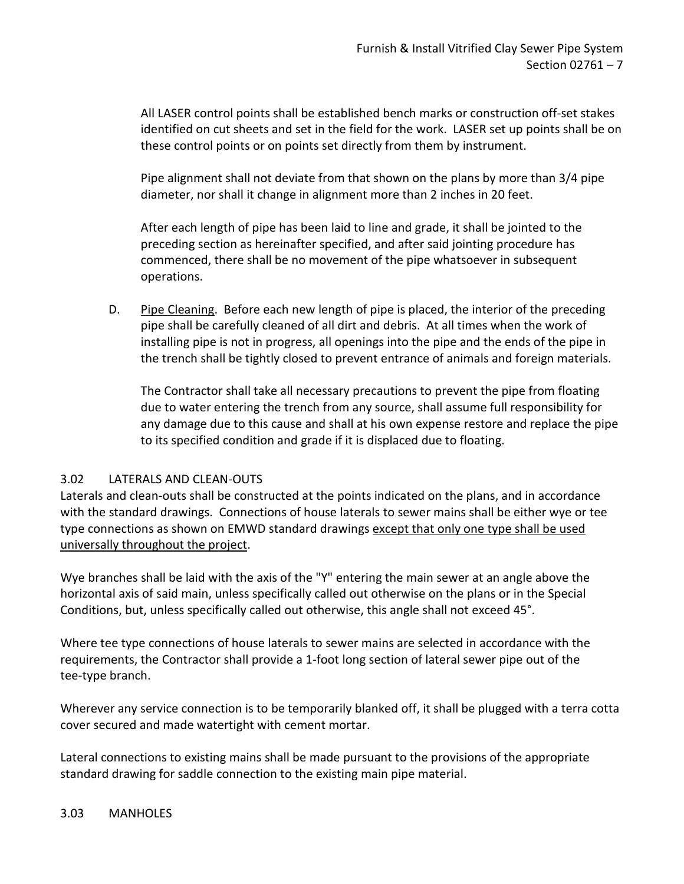All LASER control points shall be established bench marks or construction off-set stakes identified on cut sheets and set in the field for the work. LASER set up points shall be on these control points or on points set directly from them by instrument.

Pipe alignment shall not deviate from that shown on the plans by more than 3/4 pipe diameter, nor shall it change in alignment more than 2 inches in 20 feet.

After each length of pipe has been laid to line and grade, it shall be jointed to the preceding section as hereinafter specified, and after said jointing procedure has commenced, there shall be no movement of the pipe whatsoever in subsequent operations.

D. <u>Pipe Cleaning</u>. Before each new length of pipe is placed, the interior of the preceding pipe shall be carefully cleaned of all dirt and debris. At all times when the work of installing pipe is not in progress, all openings into the pipe and the ends of the pipe in the trench shall be tightly closed to prevent entrance of animals and foreign materials.

The Contractor shall take all necessary precautions to prevent the pipe from floating due to water entering the trench from any source, shall assume full responsibility for any damage due to this cause and shall at his own expense restore and replace the pipe to its specified condition and grade if it is displaced due to floating.

### 3.02 LATERALS AND CLEAN-OUTS

Laterals and clean-outs shall be constructed at the points indicated on the plans, and in accordance with the standard drawings. Connections of house laterals to sewer mains shall be either wye or tee type connections as shown on EMWD standard drawings <u>except that only one type shall be used universally throughout the project</u>.

Wye branches shall be laid with the axis of the "Y" entering the main sewer at an angle above the horizontal axis of said main, unless specifically called out otherwise on the plans or in the Special Conditions, but, unless specifically called out otherwise, this angle shall not exceed 45°.

Where tee type connections of house laterals to sewer mains are selected in accordance with the requirements, the Contractor shall provide a 1-foot long section of lateral sewer pipe out of the tee-type branch.

Wherever any service connection is to be temporarily blanked off, it shall be plugged with a terra cotta cover secured and made watertight with cement mortar.

Lateral connections to existing mains shall be made pursuant to the provisions of the appropriate standard drawing for saddle connection to the existing main pipe material.

### 3.03 MANHOLES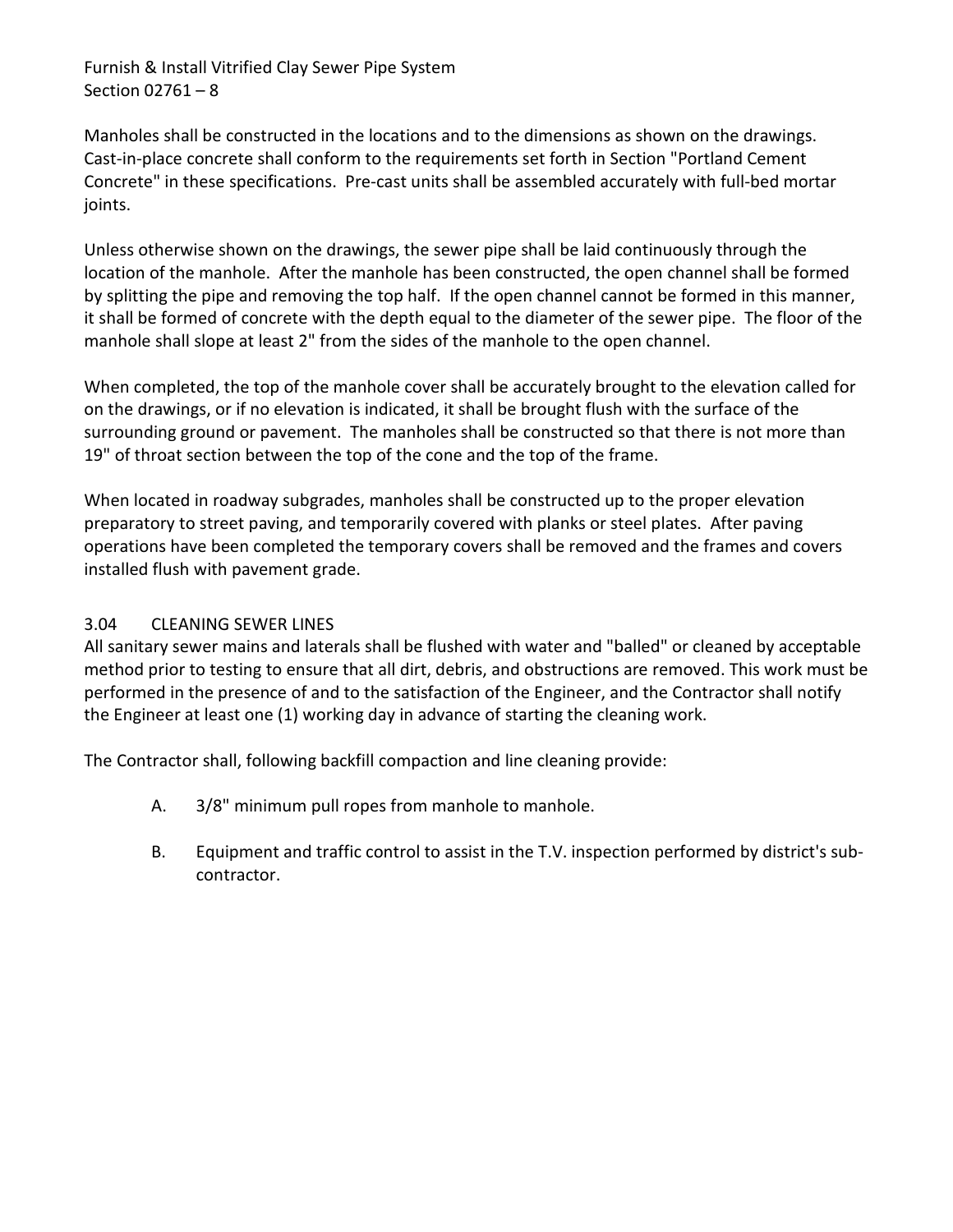Manholes shall be constructed in the locations and to the dimensions as shown on the drawings. Cast-in-place concrete shall conform to the requirements set forth in Section "Portland Cement Concrete" in these specifications. Pre-cast units shall be assembled accurately with full-bed mortar joints.

Unless otherwise shown on the drawings, the sewer pipe shall be laid continuously through the location of the manhole. After the manhole has been constructed, the open channel shall be formed by splitting the pipe and removing the top half. If the open channel cannot be formed in this manner, it shall be formed of concrete with the depth equal to the diameter of the sewer pipe. The floor of the manhole shall slope at least 2" from the sides of the manhole to the open channel.

When completed, the top of the manhole cover shall be accurately brought to the elevation called for on the drawings, or if no elevation is indicated, it shall be brought flush with the surface of the surrounding ground or pavement. The manholes shall be constructed so that there is not more than 19" of throat section between the top of the cone and the top of the frame.

When located in roadway subgrades, manholes shall be constructed up to the proper elevation preparatory to street paving, and temporarily covered with planks or steel plates. After paving operations have been completed the temporary covers shall be removed and the frames and covers installed flush with pavement grade.

### 3.04 CLEANING SEWER LINES

All sanitary sewer mains and laterals shall be flushed with water and "balled" or cleaned by acceptable method prior to testing to ensure that all dirt, debris, and obstructions are removed. This work must be performed in the presence of and to the satisfaction of the Engineer, and the Contractor shall notify the Engineer at least one (1) working day in advance of starting the cleaning work.

The Contractor shall, following backfill compaction and line cleaning provide:

A. 3/8" minimum pull ropes from manhole to manhole.

B. Equipment and traffic control to assist in the T.V. inspection performed by district's sub-contractor.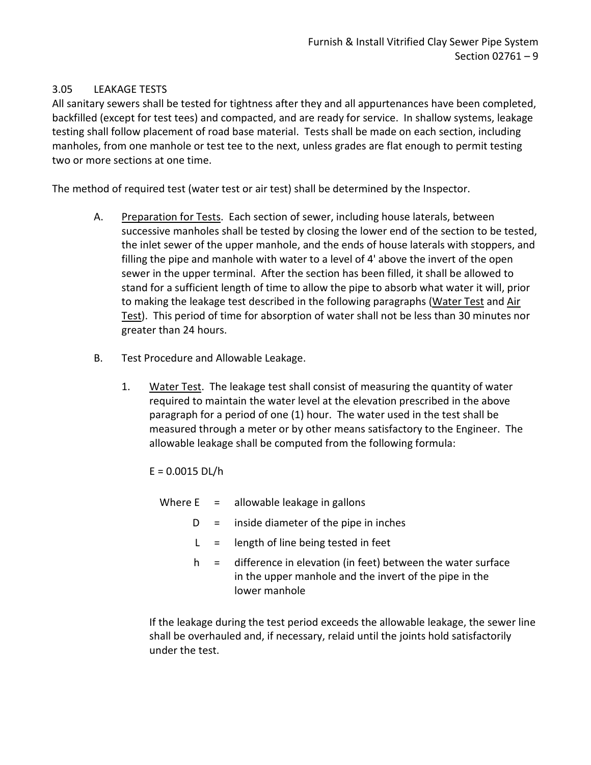### 3.05 LEAKAGE TESTS

All sanitary sewers shall be tested for tightness after they and all appurtenances have been completed, backfilled (except for test tees) and compacted, and are ready for service. In shallow systems, leakage testing shall follow placement of road base material. Tests shall be made on each section, including manholes, from one manhole or test tee to the next, unless grades are flat enough to permit testing two or more sections at one time.

The method of required test (water test or air test) shall be determined by the Inspector.

A. Preparation for Tests. Each section of sewer, including house laterals, between successive manholes shall be tested by closing the lower end of the section to be tested, the inlet sewer of the upper manhole, and the ends of house laterals with stoppers, and filling the pipe and manhole with water to a level of 4' above the invert of the open sewer in the upper terminal. After the section has been filled, it shall be allowed to stand for a sufficient length of time to allow the pipe to absorb what water it will, prior to making the leakage test described in the following paragraphs (Water Test and Air Test). This period of time for absorption of water shall not be less than 30 minutes nor greater than 24 hours.

B. Test Procedure and Allowable Leakage.

   1. Water Test. The leakage test shall consist of measuring the quantity of water required to maintain the water level at the elevation prescribed in the above paragraph for a period of one (1) hour. The water used in the test shall be measured through a meter or by other means satisfactory to the Engineer. The allowable leakage shall be computed from the following formula:

      $E = 0.0015 DL/h$

      Where $E$ = allowable leakage in gallons

      $D$ = inside diameter of the pipe in inches

      $L$ = length of line being tested in feet

      $h$ = difference in elevation (in feet) between the water surface in the upper manhole and the invert of the pipe in the lower manhole

      If the leakage during the test period exceeds the allowable leakage, the sewer line shall be overhauled and, if necessary, relaid until the joints hold satisfactorily under the test.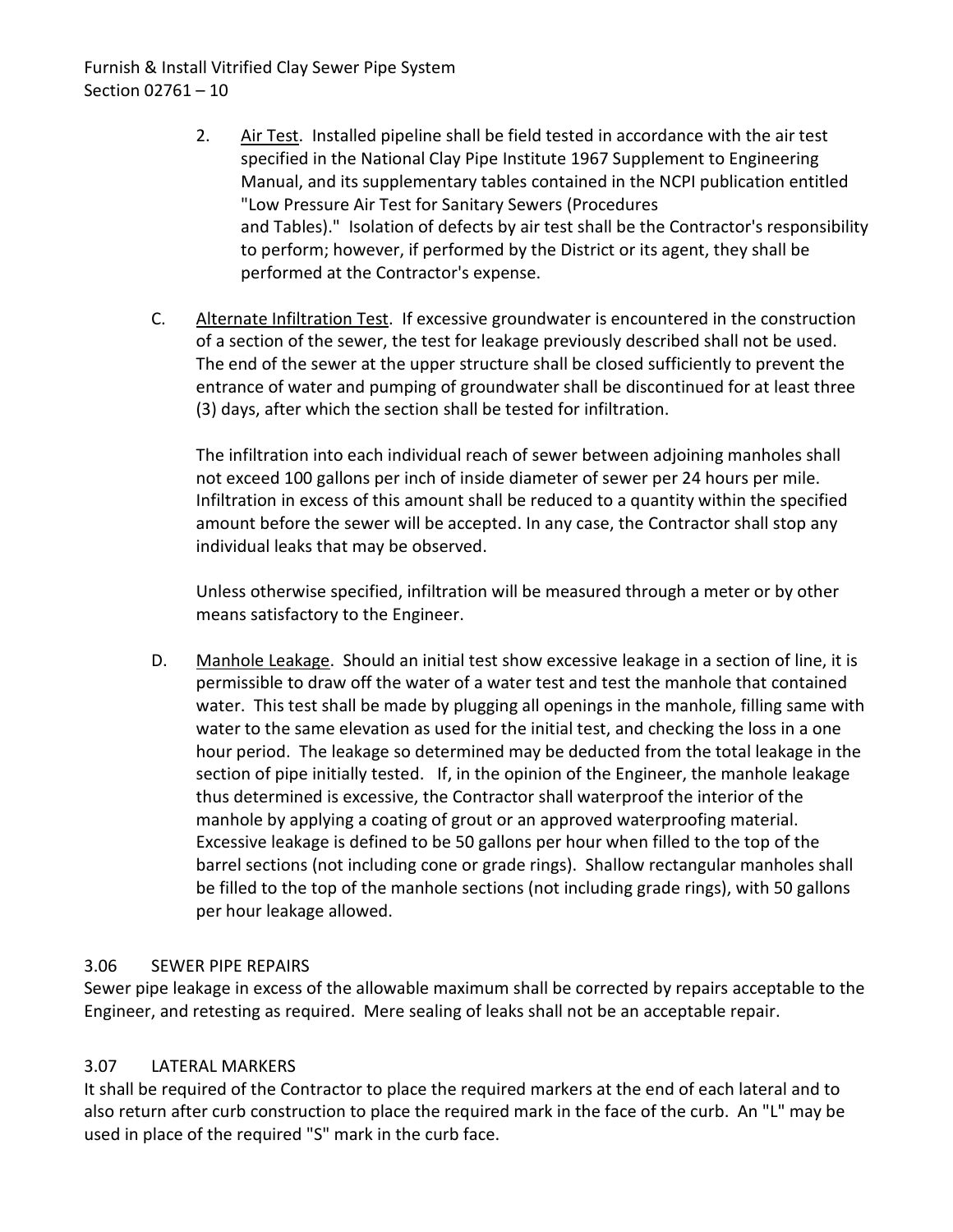2. Air Test. Installed pipeline shall be field tested in accordance with the air test specified in the National Clay Pipe Institute 1967 Supplement to Engineering Manual, and its supplementary tables contained in the NCPI publication entitled "Low Pressure Air Test for Sanitary Sewers (Procedures and Tables)." Isolation of defects by air test shall be the Contractor's responsibility to perform; however, if performed by the District or its agent, they shall be performed at the Contractor's expense.

C. Alternate Infiltration Test. If excessive groundwater is encountered in the construction of a section of the sewer, the test for leakage previously described shall not be used. The end of the sewer at the upper structure shall be closed sufficiently to prevent the entrance of water and pumping of groundwater shall be discontinued for at least three (3) days, after which the section shall be tested for infiltration.

The infiltration into each individual reach of sewer between adjoining manholes shall not exceed 100 gallons per inch of inside diameter of sewer per 24 hours per mile. Infiltration in excess of this amount shall be reduced to a quantity within the specified amount before the sewer will be accepted. In any case, the Contractor shall stop any individual leaks that may be observed.

Unless otherwise specified, infiltration will be measured through a meter or by other means satisfactory to the Engineer.

D. Manhole Leakage. Should an initial test show excessive leakage in a section of line, it is permissible to draw off the water of a water test and test the manhole that contained water. This test shall be made by plugging all openings in the manhole, filling same with water to the same elevation as used for the initial test, and checking the loss in a one hour period. The leakage so determined may be deducted from the total leakage in the section of pipe initially tested. If, in the opinion of the Engineer, the manhole leakage thus determined is excessive, the Contractor shall waterproof the interior of the manhole by applying a coating of grout or an approved waterproofing material. Excessive leakage is defined to be 50 gallons per hour when filled to the top of the barrel sections (not including cone or grade rings). Shallow rectangular manholes shall be filled to the top of the manhole sections (not including grade rings), with 50 gallons per hour leakage allowed.

### 3.06 SEWER PIPE REPAIRS

Sewer pipe leakage in excess of the allowable maximum shall be corrected by repairs acceptable to the Engineer, and retesting as required. Mere sealing of leaks shall not be an acceptable repair.

### 3.07 LATERAL MARKERS

It shall be required of the Contractor to place the required markers at the end of each lateral and to also return after curb construction to place the required mark in the face of the curb. An "L" may be used in place of the required "S" mark in the curb face.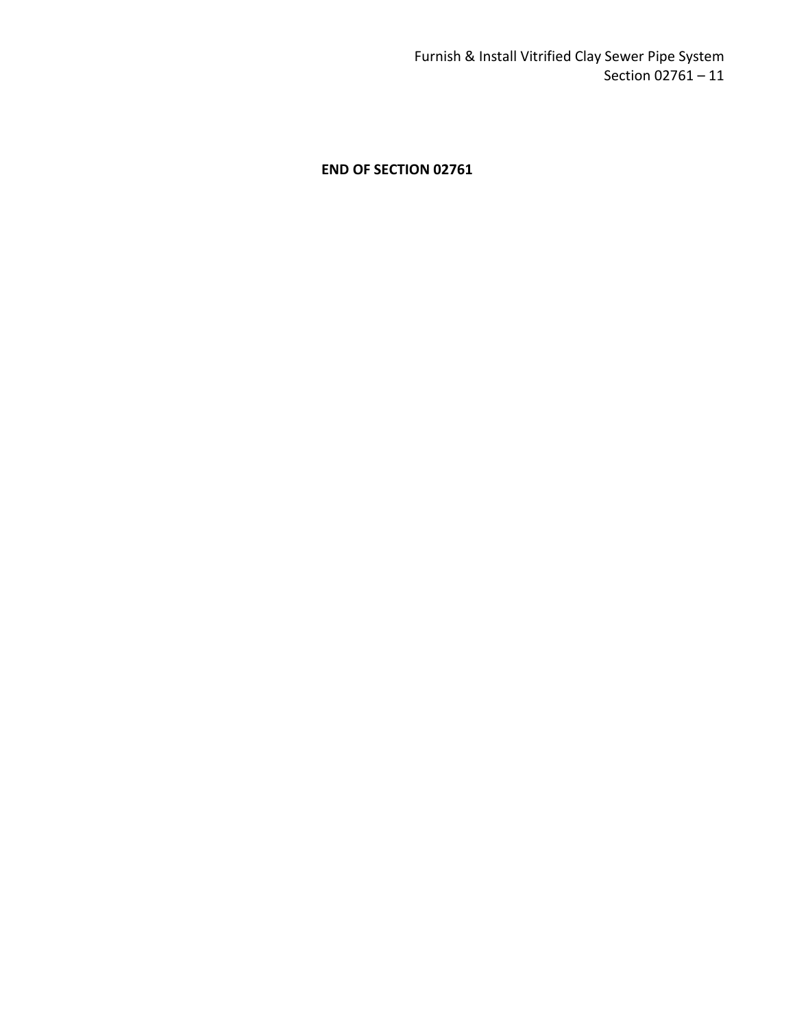**END OF SECTION 02761**